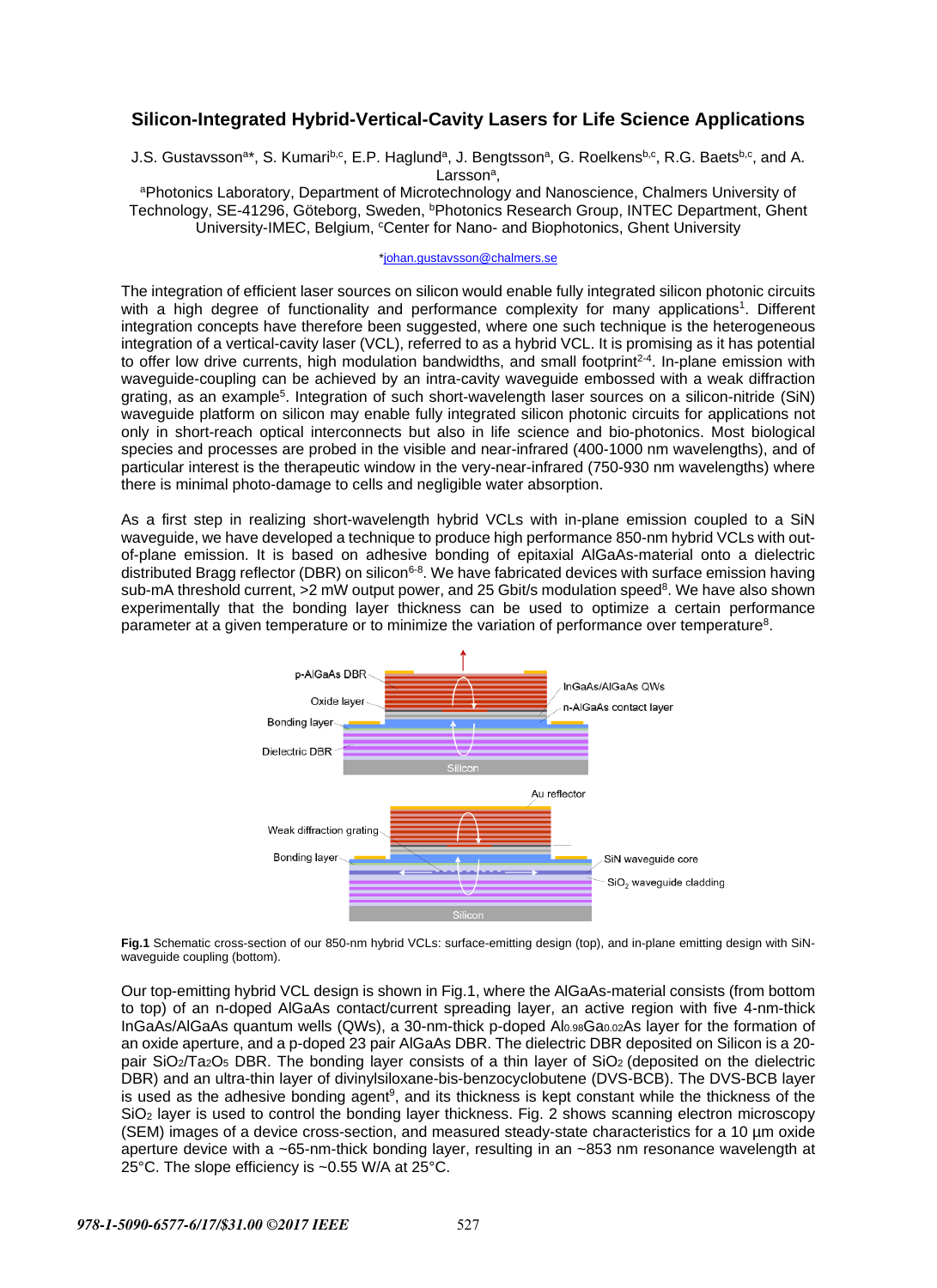# Silicon-Integrated Hybrid-Vertical-Cavity Lasers for Life Science Applications

J.S. Gustavsson[a]*, S. Kumari[b,c], E.P. Haglund[a], J. Bengtsson[a], G. Roelkens[b,c], R.G. Baets[b,c], and A. Larsson[a],

[a]Photonics Laboratory, Department of Microtechnology and Nanoscience, Chalmers University of Technology, SE-41296, Göteborg, Sweden, [b]Photonics Research Group, INTEC Department, Ghent University-IMEC, Belgium, [c]Center for Nano- and Biophotonics, Ghent University

*johan.gustavsson@chalmers.se

The integration of efficient laser sources on silicon would enable fully integrated silicon photonic circuits with a high degree of functionality and performance complexity for many applications[1]. Different integration concepts have therefore been suggested, where one such technique is the heterogeneous integration of a vertical-cavity laser (VCL), referred to as a hybrid VCL. It is promising as it has potential to offer low drive currents, high modulation bandwidths, and small footprint[2-4]. In-plane emission with waveguide-coupling can be achieved by an intra-cavity waveguide embossed with a weak diffraction grating, as an example[5]. Integration of such short-wavelength laser sources on a silicon-nitride (SiN) waveguide platform on silicon may enable fully integrated silicon photonic circuits for applications not only in short-reach optical interconnects but also in life science and bio-photonics. Most biological species and processes are probed in the visible and near-infrared (400-1000 nm wavelengths), and of particular interest is the therapeutic window in the very-near-infrared (750-930 nm wavelengths) where there is minimal photo-damage to cells and negligible water absorption.

As a first step in realizing short-wavelength hybrid VCLs with in-plane emission coupled to a SiN waveguide, we have developed a technique to produce high performance 850-nm hybrid VCLs with out-of-plane emission. It is based on adhesive bonding of epitaxial AlGaAs-material onto a dielectric distributed Bragg reflector (DBR) on silicon[6-8]. We have fabricated devices with surface emission having sub-mA threshold current, >2 mW output power, and 25 Gbit/s modulation speed[8]. We have also shown experimentally that the bonding layer thickness can be used to optimize a certain performance parameter at a given temperature or to minimize the variation of performance over temperature[8].

**Fig.1** Schematic cross-section of our 850-nm hybrid VCLs: surface-emitting design (top), and in-plane emitting design with SiN-waveguide coupling (bottom).

Our top-emitting hybrid VCL design is shown in Fig.1, where the AlGaAs-material consists (from bottom to top) of an n-doped AlGaAs contact/current spreading layer, an active region with five 4-nm-thick InGaAs/AlGaAs quantum wells (QWs), a 30-nm-thick p-doped $Al_{0.98}Ga_{0.02}As$ layer for the formation of an oxide aperture, and a p-doped 23 pair AlGaAs DBR. The dielectric DBR deposited on Silicon is a 20-pair $SiO_2/Ta_2O_5$ DBR. The bonding layer consists of a thin layer of $SiO_2$ (deposited on the dielectric DBR) and an ultra-thin layer of divinylsiloxane-bis-benzocyclobutene (DVS-BCB). The DVS-BCB layer is used as the adhesive bonding agent[9], and its thickness is kept constant while the thickness of the $SiO_2$ layer is used to control the bonding layer thickness. Fig. 2 shows scanning electron microscopy (SEM) images of a device cross-section, and measured steady-state characteristics for a 10 µm oxide aperture device with a ~65-nm-thick bonding layer, resulting in an ~853 nm resonance wavelength at 25°C. The slope efficiency is ~0.55 W/A at 25°C.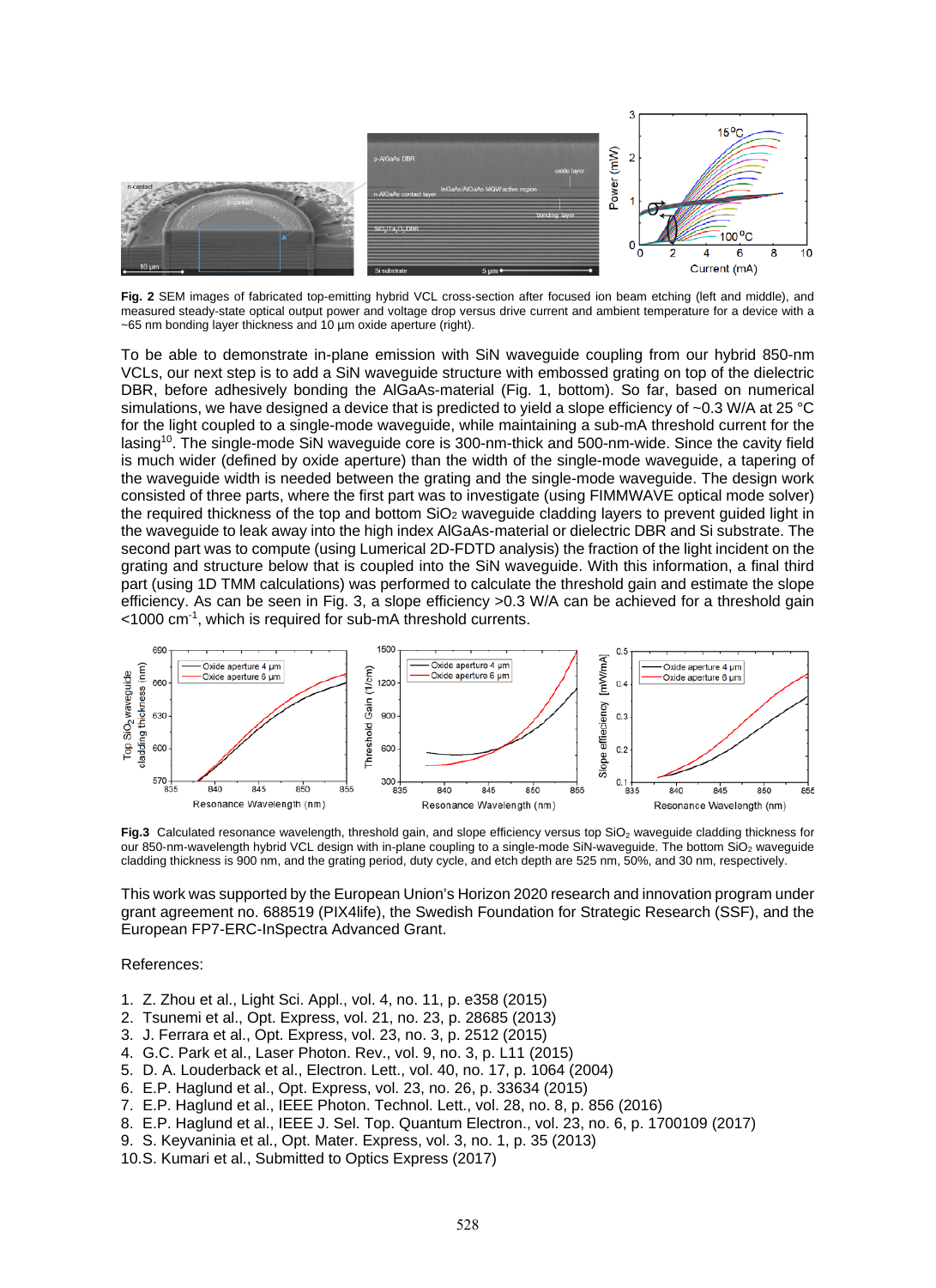n-contact

p-contact

10 µm

p-AlGaAs DBR

oxide layer

n-AlGaAs contact layer

InGaAs/AlGaAs MQW active region

bonding layer

$SiO_2/Ta_2O_5$ DBR

Si substrate

5 µm

15 °C

100 °C

Power (mW)

Current (mA)

0 2 4 6 8 10

0 1 2 3

**Fig. 2** SEM images of fabricated top-emitting hybrid VCL cross-section after focused ion beam etching (left and middle), and measured steady-state optical output power and voltage drop versus drive current and ambient temperature for a device with a ~65 nm bonding layer thickness and 10 µm oxide aperture (right).

To be able to demonstrate in-plane emission with SiN waveguide coupling from our hybrid 850-nm VCLs, our next step is to add a SiN waveguide structure with embossed grating on top of the dielectric DBR, before adhesively bonding the AlGaAs-material (Fig. 1, bottom). So far, based on numerical simulations, we have designed a device that is predicted to yield a slope efficiency of ~0.3 W/A at 25 °C for the light coupled to a single-mode waveguide, while maintaining a sub-mA threshold current for the lasing[10]. The single-mode SiN waveguide core is 300-nm-thick and 500-nm-wide. Since the cavity field is much wider (defined by oxide aperture) than the width of the single-mode waveguide, a tapering of the waveguide width is needed between the grating and the single-mode waveguide. The design work consisted of three parts, where the first part was to investigate (using FIMMWAVE optical mode solver) the required thickness of the top and bottom $SiO_2$ waveguide cladding layers to prevent guided light in the waveguide to leak away into the high index AlGaAs-material or dielectric DBR and Si substrate. The second part was to compute (using Lumerical 2D-FDTD analysis) the fraction of the light incident on the grating and structure below that is coupled into the SiN waveguide. With this information, a final third part (using 1D TMM calculations) was performed to calculate the threshold gain and estimate the slope efficiency. As can be seen in Fig. 3, a slope efficiency >0.3 W/A can be achieved for a threshold gain <1000 $cm^{-1}$, which is required for sub-mA threshold currents.

Top $SiO_2$ waveguide cladding thickness (nm)

570 600 630 660 690

Oxide aperture 4 µm

Oxide aperture 6 µm

Resonance Wavelength (nm)

835 840 845 850 855

Threshold Gain (1/cm)

300 600 900 1200 1500

Oxide aperture 4 µm

Oxide aperture 6 µm

Resonance Wavelength (nm)

835 840 845 850 855

Slope efficiency [mW/mA]

0.1 0.2 0.3 0.4 0.5

Oxide aperture 4 µm

Oxide aperture 6 µm

Resonance Wavelength (nm)

835 840 845 850 855

**Fig.3** Calculated resonance wavelength, threshold gain, and slope efficiency versus top $SiO_2$ waveguide cladding thickness for our 850-nm-wavelength hybrid VCL design with in-plane coupling to a single-mode SiN-waveguide. The bottom $SiO_2$ waveguide cladding thickness is 900 nm, and the grating period, duty cycle, and etch depth are 525 nm, 50%, and 30 nm, respectively.

This work was supported by the European Union's Horizon 2020 research and innovation program under grant agreement no. 688519 (PIX4life), the Swedish Foundation for Strategic Research (SSF), and the European FP7-ERC-InSpectra Advanced Grant.

References:

1. Z. Zhou et al., Light Sci. Appl., vol. 4, no. 11, p. e358 (2015)
2. Tsunemi et al., Opt. Express, vol. 21, no. 23, p. 28685 (2013)
3. J. Ferrara et al., Opt. Express, vol. 23, no. 3, p. 2512 (2015)
4. G.C. Park et al., Laser Photon. Rev., vol. 9, no. 3, p. L11 (2015)
5. D. A. Louderback et al., Electron. Lett., vol. 40, no. 17, p. 1064 (2004)
6. E.P. Haglund et al., Opt. Express, vol. 23, no. 26, p. 33634 (2015)
7. E.P. Haglund et al., IEEE Photon. Technol. Lett., vol. 28, no. 8, p. 856 (2016)
8. E.P. Haglund et al., IEEE J. Sel. Top. Quantum Electron., vol. 23, no. 6, p. 1700109 (2017)
9. S. Keyvaninia et al., Opt. Mater. Express, vol. 3, no. 1, p. 35 (2013)
10. S. Kumari et al., Submitted to Optics Express (2017)